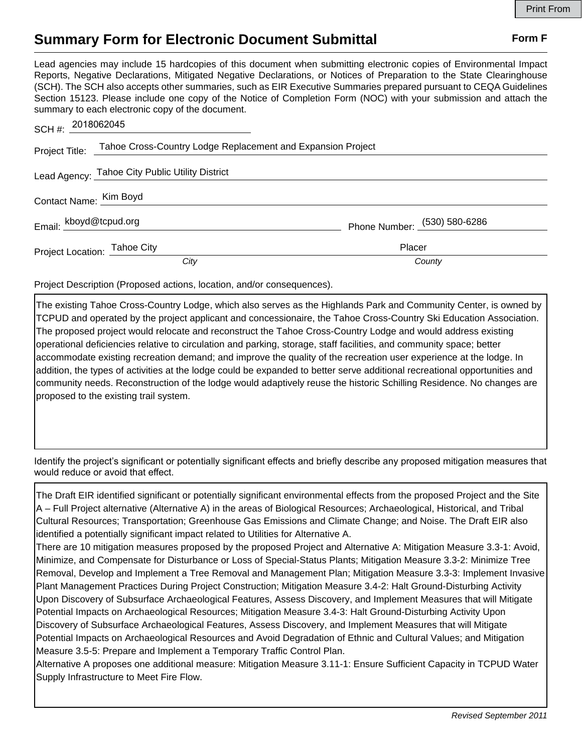# Summary Form for Electronic Document Submittal

**Form F**

Lead agencies may include 15 hardcopies of this document when submitting electronic copies of Environmental Impact Reports, Negative Declarations, Mitigated Negative Declarations, or Notices of Preparation to the State Clearinghouse (SCH). The SCH also accepts other summaries, such as EIR Executive Summaries prepared pursuant to CEQA Guidelines Section 15123. Please include one copy of the Notice of Completion Form (NOC) with your submission and attach the summary to each electronic copy of the document.

SCH #: 2018062045

Project Title: Tahoe Cross-Country Lodge Replacement and Expansion Project

Lead Agency: Tahoe City Public Utility District

Contact Name: Kim Boyd

Email: kboyd@tcpud.org

Phone Number: (530) 580-6286

Project Location: Tahoe City (*City*), Placer (*County*)

Project Description (Proposed actions, location, and/or consequences).

The existing Tahoe Cross-Country Lodge, which also serves as the Highlands Park and Community Center, is owned by TCPUD and operated by the project applicant and concessionaire, the Tahoe Cross-Country Ski Education Association. The proposed project would relocate and reconstruct the Tahoe Cross-Country Lodge and would address existing operational deficiencies relative to circulation and parking, storage, staff facilities, and community space; better accommodate existing recreation demand; and improve the quality of the recreation user experience at the lodge. In addition, the types of activities at the lodge could be expanded to better serve additional recreational opportunities and community needs. Reconstruction of the lodge would adaptively reuse the historic Schilling Residence. No changes are proposed to the existing trail system.

Identify the project's significant or potentially significant effects and briefly describe any proposed mitigation measures that would reduce or avoid that effect.

The Draft EIR identified significant or potentially significant environmental effects from the proposed Project and the Site A – Full Project alternative (Alternative A) in the areas of Biological Resources; Archaeological, Historical, and Tribal Cultural Resources; Transportation; Greenhouse Gas Emissions and Climate Change; and Noise. The Draft EIR also identified a potentially significant impact related to Utilities for Alternative A.

There are 10 mitigation measures proposed by the proposed Project and Alternative A: Mitigation Measure 3.3-1: Avoid, Minimize, and Compensate for Disturbance or Loss of Special-Status Plants; Mitigation Measure 3.3-2: Minimize Tree Removal, Develop and Implement a Tree Removal and Management Plan; Mitigation Measure 3.3-3: Implement Invasive Plant Management Practices During Project Construction; Mitigation Measure 3.4-2: Halt Ground-Disturbing Activity Upon Discovery of Subsurface Archaeological Features, Assess Discovery, and Implement Measures that will Mitigate Potential Impacts on Archaeological Resources; Mitigation Measure 3.4-3: Halt Ground-Disturbing Activity Upon Discovery of Subsurface Archaeological Features, Assess Discovery, and Implement Measures that will Mitigate Potential Impacts on Archaeological Resources and Avoid Degradation of Ethnic and Cultural Values; and Mitigation Measure 3.5-5: Prepare and Implement a Temporary Traffic Control Plan.

Alternative A proposes one additional measure: Mitigation Measure 3.11-1: Ensure Sufficient Capacity in TCPUD Water Supply Infrastructure to Meet Fire Flow.

*Revised September 2011*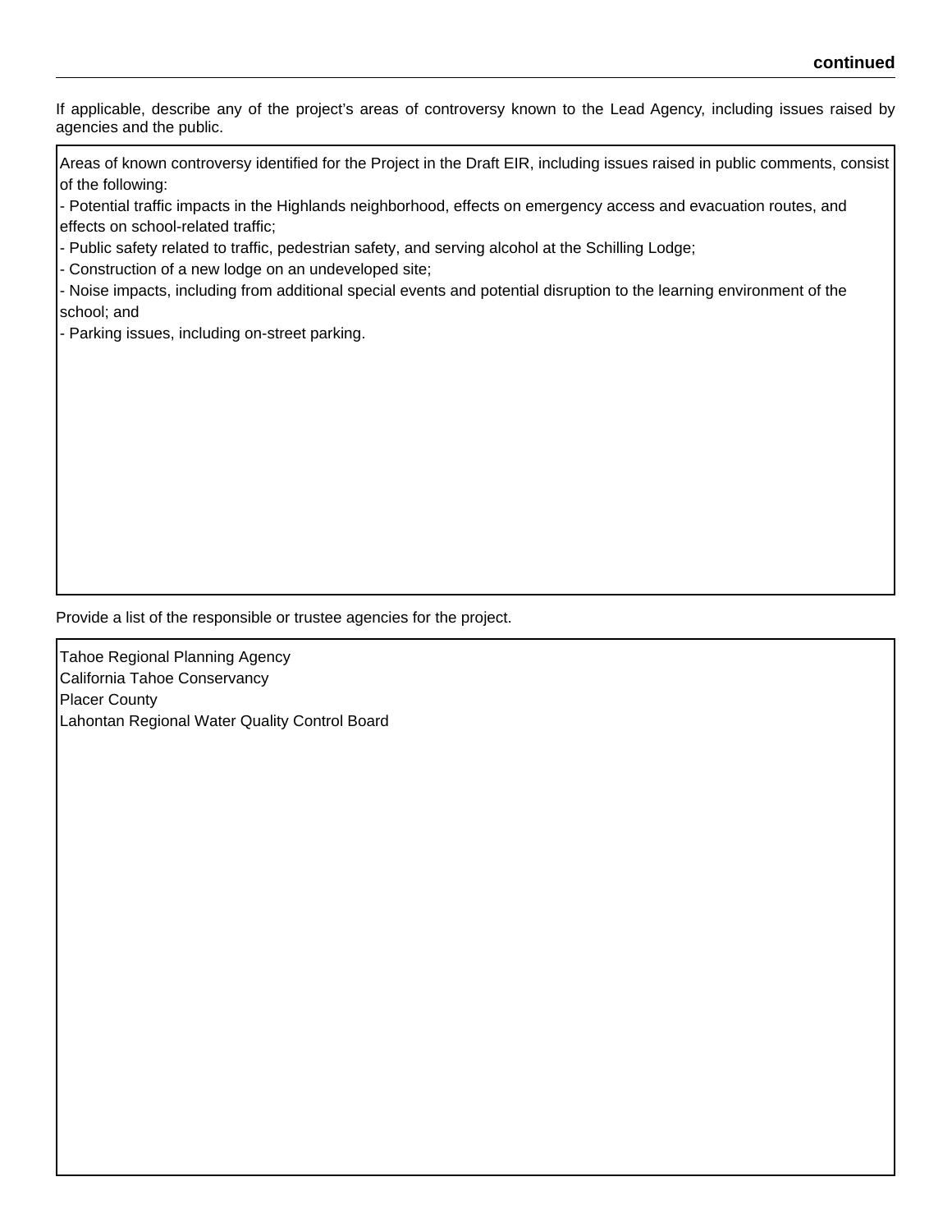**continued**

If applicable, describe any of the project's areas of controversy known to the Lead Agency, including issues raised by agencies and the public.

Areas of known controversy identified for the Project in the Draft EIR, including issues raised in public comments, consist of the following:

- Potential traffic impacts in the Highlands neighborhood, effects on emergency access and evacuation routes, and effects on school-related traffic;
- Public safety related to traffic, pedestrian safety, and serving alcohol at the Schilling Lodge;
- Construction of a new lodge on an undeveloped site;
- Noise impacts, including from additional special events and potential disruption to the learning environment of the school; and
- Parking issues, including on-street parking.

Provide a list of the responsible or trustee agencies for the project.

Tahoe Regional Planning Agency
California Tahoe Conservancy
Placer County
Lahontan Regional Water Quality Control Board